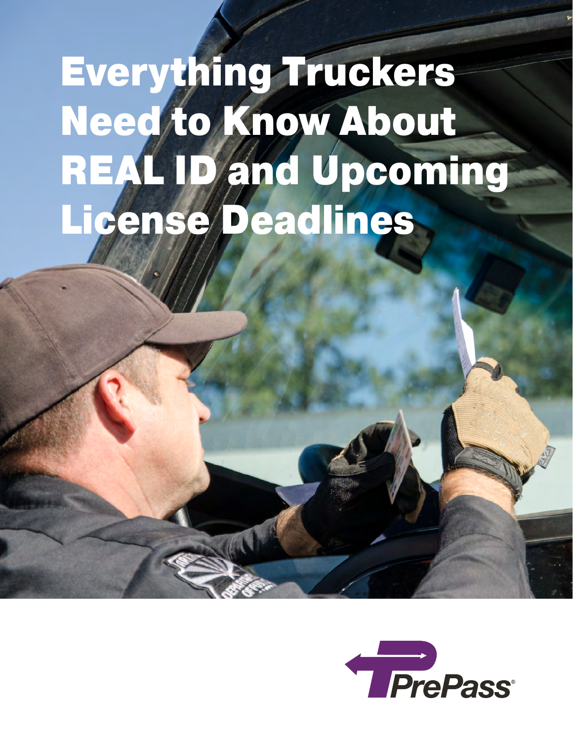# Everything Truckers Need to Know About REAL ID and Upcoming License Deadlines

PrePass®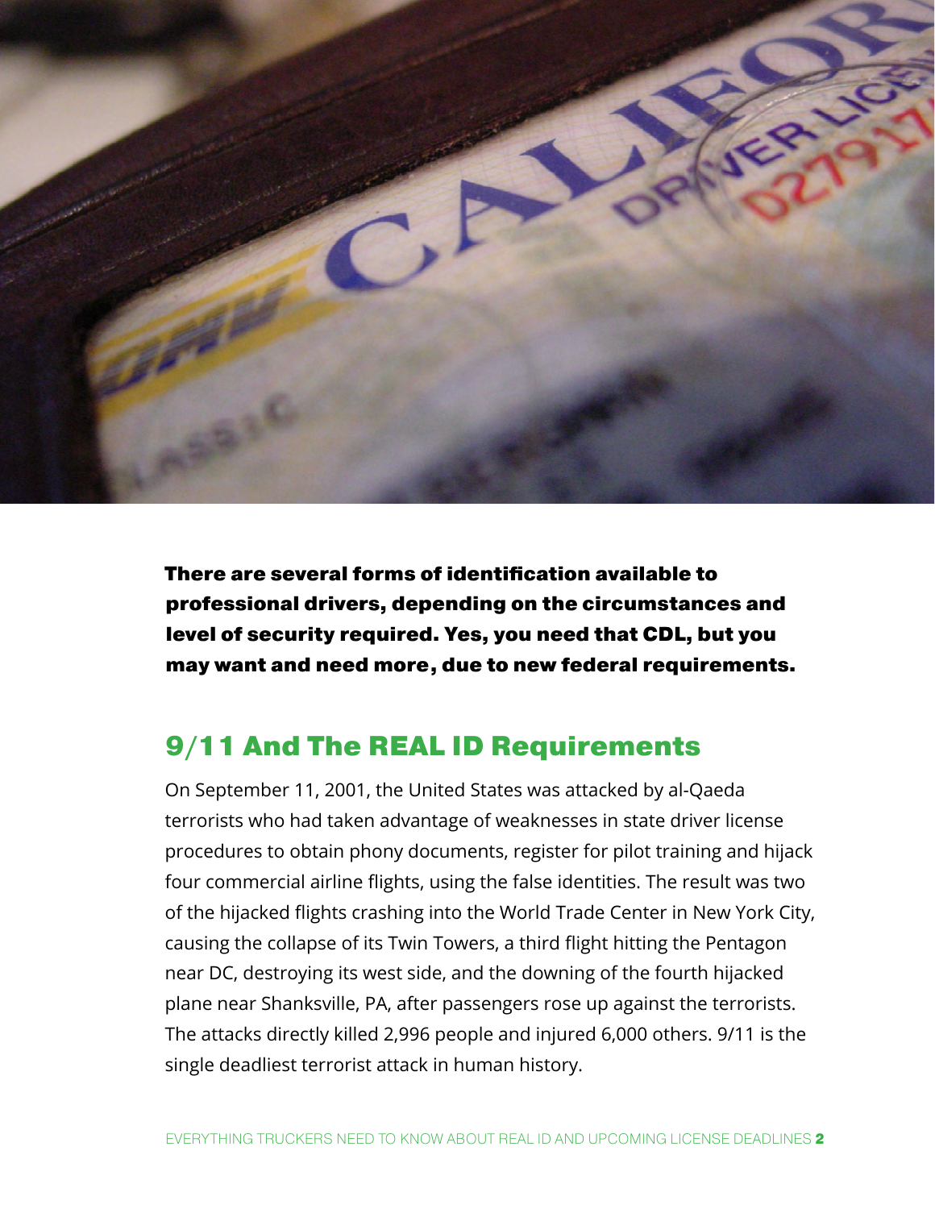**There are several forms of identification available to professional drivers, depending on the circumstances and level of security required. Yes, you need that CDL, but you may want and need more, due to new federal requirements.**

## 9/11 And The REAL ID Requirements

On September 11, 2001, the United States was attacked by al-Qaeda terrorists who had taken advantage of weaknesses in state driver license procedures to obtain phony documents, register for pilot training and hijack four commercial airline flights, using the false identities. The result was two of the hijacked flights crashing into the World Trade Center in New York City, causing the collapse of its Twin Towers, a third flight hitting the Pentagon near DC, destroying its west side, and the downing of the fourth hijacked plane near Shanksville, PA, after passengers rose up against the terrorists. The attacks directly killed 2,996 people and injured 6,000 others. 9/11 is the single deadliest terrorist attack in human history.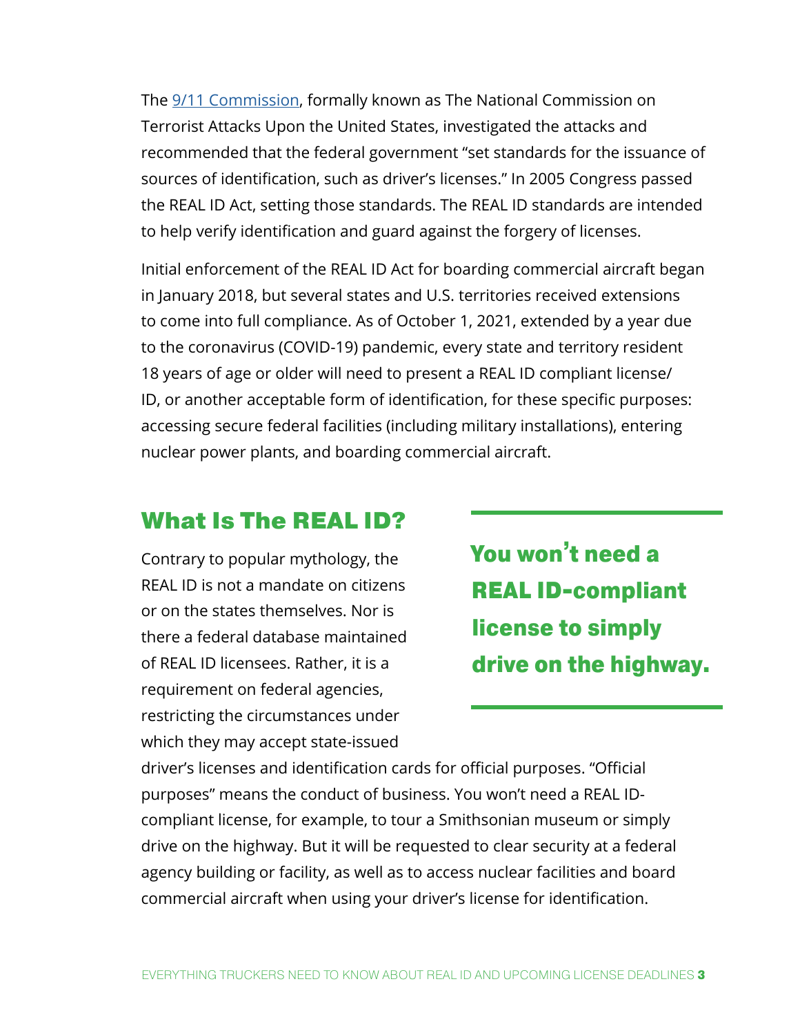The [9/11 Commission](#), formally known as The National Commission on Terrorist Attacks Upon the United States, investigated the attacks and recommended that the federal government "set standards for the issuance of sources of identification, such as driver's licenses." In 2005 Congress passed the REAL ID Act, setting those standards. The REAL ID standards are intended to help verify identification and guard against the forgery of licenses.

Initial enforcement of the REAL ID Act for boarding commercial aircraft began in January 2018, but several states and U.S. territories received extensions to come into full compliance. As of October 1, 2021, extended by a year due to the coronavirus (COVID-19) pandemic, every state and territory resident 18 years of age or older will need to present a REAL ID compliant license/ID, or another acceptable form of identification, for these specific purposes: accessing secure federal facilities (including military installations), entering nuclear power plants, and boarding commercial aircraft.

## What Is The REAL ID?

> **You won't need a REAL ID-compliant license to simply drive on the highway.**

Contrary to popular mythology, the REAL ID is not a mandate on citizens or on the states themselves. Nor is there a federal database maintained of REAL ID licensees. Rather, it is a requirement on federal agencies, restricting the circumstances under which they may accept state-issued driver's licenses and identification cards for official purposes. "Official purposes" means the conduct of business. You won't need a REAL ID-compliant license, for example, to tour a Smithsonian museum or simply drive on the highway. But it will be requested to clear security at a federal agency building or facility, as well as to access nuclear facilities and board commercial aircraft when using your driver's license for identification.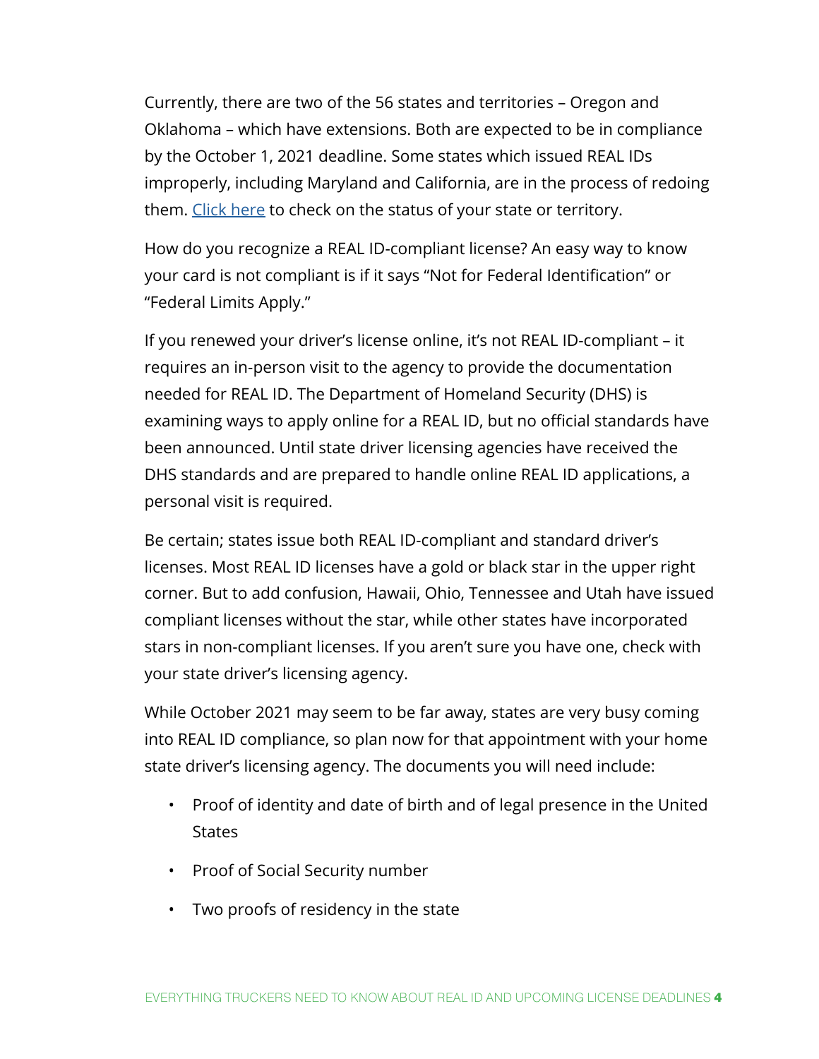Currently, there are two of the 56 states and territories – Oregon and Oklahoma – which have extensions. Both are expected to be in compliance by the October 1, 2021 deadline. Some states which issued REAL IDs improperly, including Maryland and California, are in the process of redoing them. [Click here]() to check on the status of your state or territory.

How do you recognize a REAL ID-compliant license? An easy way to know your card is not compliant is if it says "Not for Federal Identification" or "Federal Limits Apply."

If you renewed your driver's license online, it's not REAL ID-compliant – it requires an in-person visit to the agency to provide the documentation needed for REAL ID. The Department of Homeland Security (DHS) is examining ways to apply online for a REAL ID, but no official standards have been announced. Until state driver licensing agencies have received the DHS standards and are prepared to handle online REAL ID applications, a personal visit is required.

Be certain; states issue both REAL ID-compliant and standard driver's licenses. Most REAL ID licenses have a gold or black star in the upper right corner. But to add confusion, Hawaii, Ohio, Tennessee and Utah have issued compliant licenses without the star, while other states have incorporated stars in non-compliant licenses. If you aren't sure you have one, check with your state driver's licensing agency.

While October 2021 may seem to be far away, states are very busy coming into REAL ID compliance, so plan now for that appointment with your home state driver's licensing agency. The documents you will need include:

- Proof of identity and date of birth and of legal presence in the United States
- Proof of Social Security number
- Two proofs of residency in the state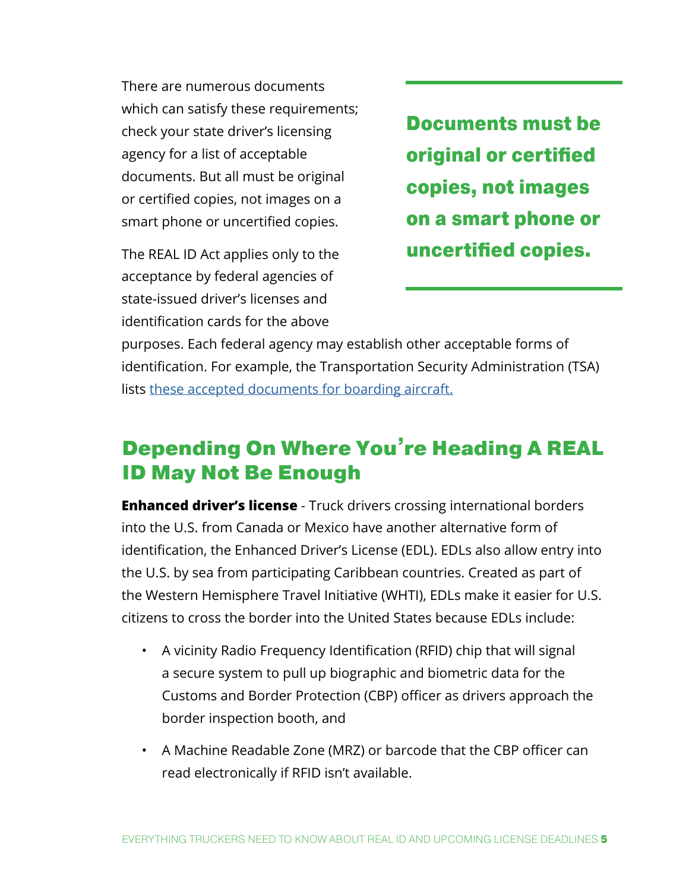There are numerous documents which can satisfy these requirements; check your state driver's licensing agency for a list of acceptable documents. But all must be original or certified copies, not images on a smart phone or uncertified copies.

> **Documents must be original or certified copies, not images on a smart phone or uncertified copies.**

The REAL ID Act applies only to the acceptance by federal agencies of state-issued driver's licenses and identification cards for the above purposes. Each federal agency may establish other acceptable forms of identification. For example, the Transportation Security Administration (TSA) lists these accepted documents for boarding aircraft.

## Depending On Where You're Heading A REAL ID May Not Be Enough

**Enhanced driver's license** - Truck drivers crossing international borders into the U.S. from Canada or Mexico have another alternative form of identification, the Enhanced Driver's License (EDL). EDLs also allow entry into the U.S. by sea from participating Caribbean countries. Created as part of the Western Hemisphere Travel Initiative (WHTI), EDLs make it easier for U.S. citizens to cross the border into the United States because EDLs include:

- A vicinity Radio Frequency Identification (RFID) chip that will signal a secure system to pull up biographic and biometric data for the Customs and Border Protection (CBP) officer as drivers approach the border inspection booth, and
- A Machine Readable Zone (MRZ) or barcode that the CBP officer can read electronically if RFID isn't available.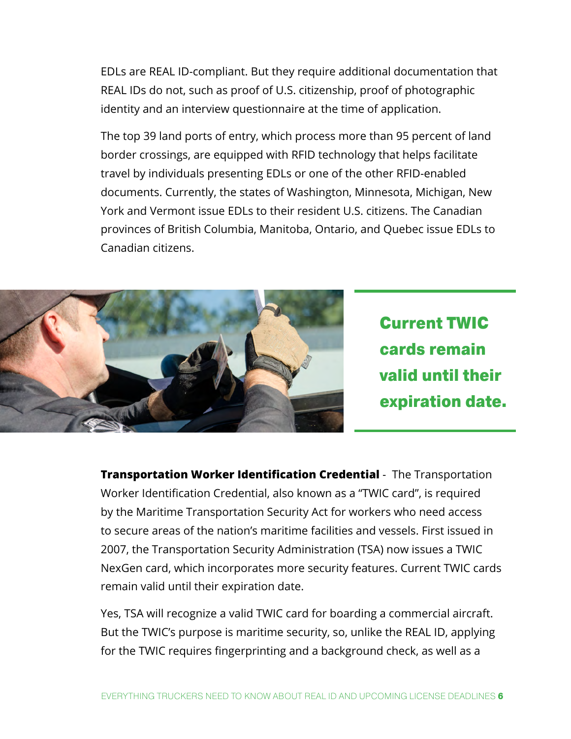EDLs are REAL ID-compliant. But they require additional documentation that REAL IDs do not, such as proof of U.S. citizenship, proof of photographic identity and an interview questionnaire at the time of application.

The top 39 land ports of entry, which process more than 95 percent of land border crossings, are equipped with RFID technology that helps facilitate travel by individuals presenting EDLs or one of the other RFID-enabled documents. Currently, the states of Washington, Minnesota, Michigan, New York and Vermont issue EDLs to their resident U.S. citizens. The Canadian provinces of British Columbia, Manitoba, Ontario, and Quebec issue EDLs to Canadian citizens.

**Current TWIC cards remain valid until their expiration date.**

**Transportation Worker Identification Credential** - The Transportation Worker Identification Credential, also known as a "TWIC card", is required by the Maritime Transportation Security Act for workers who need access to secure areas of the nation's maritime facilities and vessels. First issued in 2007, the Transportation Security Administration (TSA) now issues a TWIC NexGen card, which incorporates more security features. Current TWIC cards remain valid until their expiration date.

Yes, TSA will recognize a valid TWIC card for boarding a commercial aircraft. But the TWIC's purpose is maritime security, so, unlike the REAL ID, applying for the TWIC requires fingerprinting and a background check, as well as a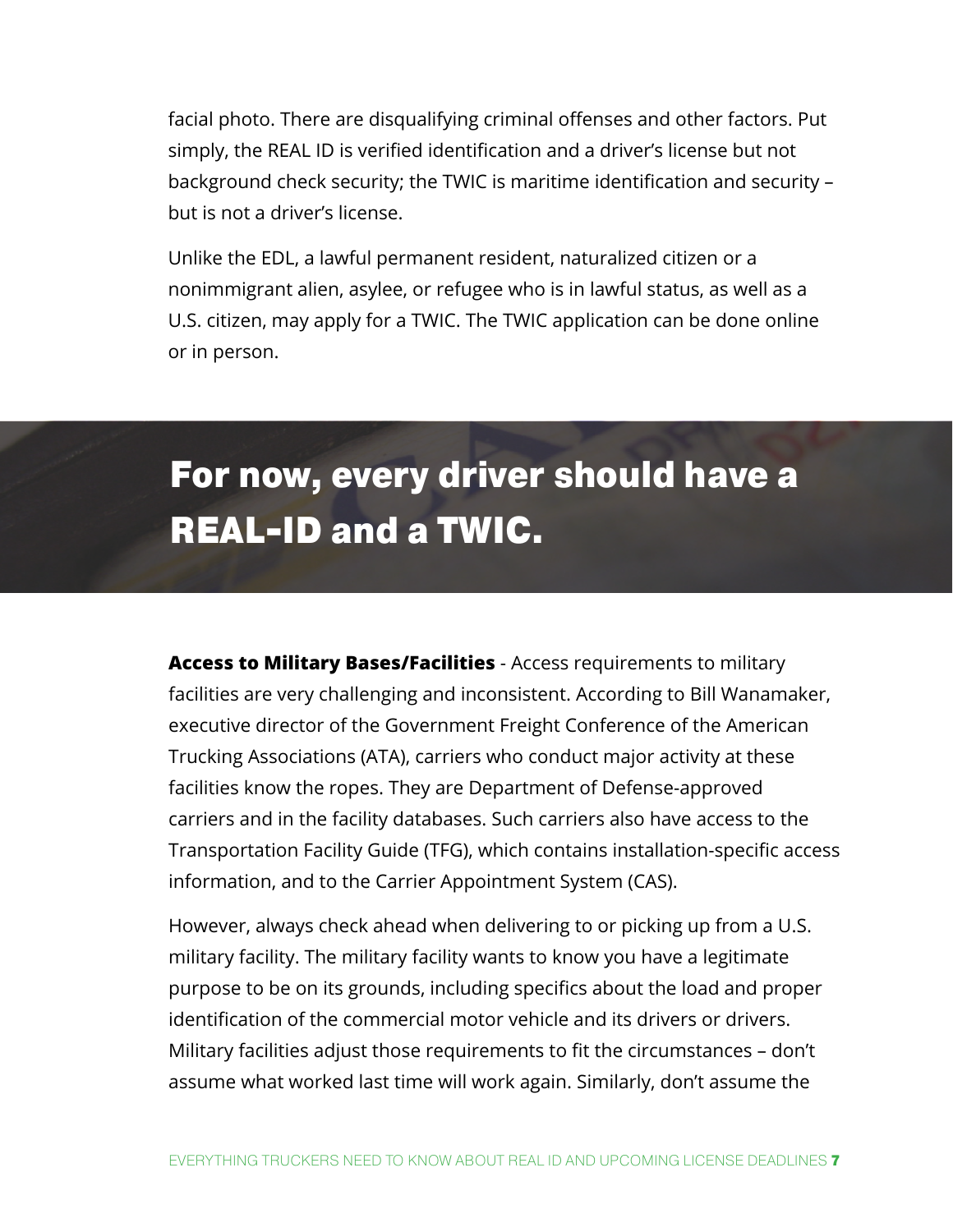facial photo. There are disqualifying criminal offenses and other factors. Put simply, the REAL ID is verified identification and a driver's license but not background check security; the TWIC is maritime identification and security – but is not a driver's license.

Unlike the EDL, a lawful permanent resident, naturalized citizen or a nonimmigrant alien, asylee, or refugee who is in lawful status, as well as a U.S. citizen, may apply for a TWIC. The TWIC application can be done online or in person.

## For now, every driver should have a REAL-ID and a TWIC.

**Access to Military Bases/Facilities** - Access requirements to military facilities are very challenging and inconsistent. According to Bill Wanamaker, executive director of the Government Freight Conference of the American Trucking Associations (ATA), carriers who conduct major activity at these facilities know the ropes. They are Department of Defense-approved carriers and in the facility databases. Such carriers also have access to the Transportation Facility Guide (TFG), which contains installation-specific access information, and to the Carrier Appointment System (CAS).

However, always check ahead when delivering to or picking up from a U.S. military facility. The military facility wants to know you have a legitimate purpose to be on its grounds, including specifics about the load and proper identification of the commercial motor vehicle and its drivers or drivers. Military facilities adjust those requirements to fit the circumstances – don't assume what worked last time will work again. Similarly, don't assume the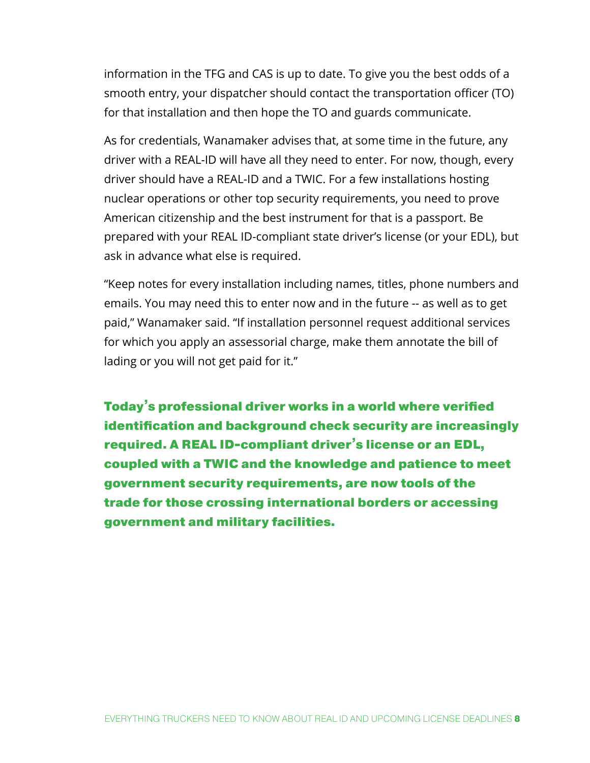information in the TFG and CAS is up to date. To give you the best odds of a smooth entry, your dispatcher should contact the transportation officer (TO) for that installation and then hope the TO and guards communicate.

As for credentials, Wanamaker advises that, at some time in the future, any driver with a REAL-ID will have all they need to enter. For now, though, every driver should have a REAL-ID and a TWIC. For a few installations hosting nuclear operations or other top security requirements, you need to prove American citizenship and the best instrument for that is a passport. Be prepared with your REAL ID-compliant state driver's license (or your EDL), but ask in advance what else is required.

"Keep notes for every installation including names, titles, phone numbers and emails. You may need this to enter now and in the future -- as well as to get paid," Wanamaker said. "If installation personnel request additional services for which you apply an assessorial charge, make them annotate the bill of lading or you will not get paid for it."

**Today's professional driver works in a world where verified identification and background check security are increasingly required. A REAL ID-compliant driver's license or an EDL, coupled with a TWIC and the knowledge and patience to meet government security requirements, are now tools of the trade for those crossing international borders or accessing government and military facilities.**